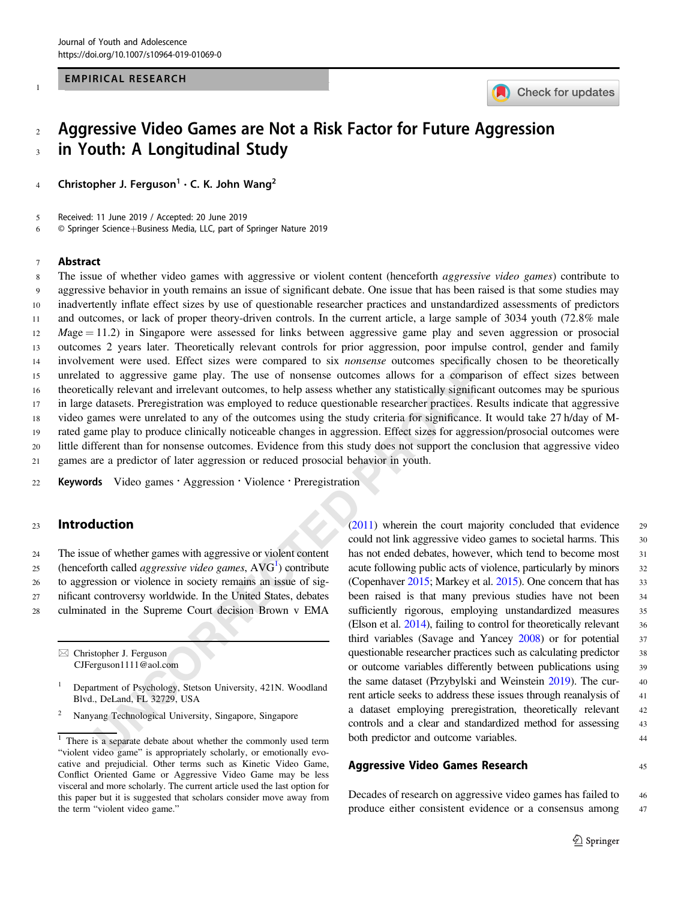EMPIRICAL RESEARCH

# Aggressive Video Games are Not a Risk Factor for Future Aggression in Youth: A Longitudinal Study

**Christopher J. Ferguson**[1] · **C. K. John Wang**[2]

Received: 11 June 2019 / Accepted: 20 June 2019

© Springer Science+Business Media, LLC, part of Springer Nature 2019

## Abstract

The issue of whether video games with aggressive or violent content (henceforth *aggressive video games*) contribute to aggressive behavior in youth remains an issue of significant debate. One issue that has been raised is that some studies may inadvertently inflate effect sizes by use of questionable researcher practices and unstandardized assessments of predictors and outcomes, or lack of proper theory-driven controls. In the current article, a large sample of 3034 youth (72.8% male *M*age = 11.2) in Singapore were assessed for links between aggressive game play and seven aggression or prosocial outcomes 2 years later. Theoretically relevant controls for prior aggression, poor impulse control, gender and family involvement were used. Effect sizes were compared to six *nonsense* outcomes specifically chosen to be theoretically unrelated to aggressive game play. The use of nonsense outcomes allows for a comparison of effect sizes between theoretically relevant and irrelevant outcomes, to help assess whether any statistically significant outcomes may be spurious in large datasets. Preregistration was employed to reduce questionable researcher practices. Results indicate that aggressive video games were unrelated to any of the outcomes using the study criteria for significance. It would take 27 h/day of M-rated game play to produce clinically noticeable changes in aggression. Effect sizes for aggression/prosocial outcomes were little different than for nonsense outcomes. Evidence from this study does not support the conclusion that aggressive video games are a predictor of later aggression or reduced prosocial behavior in youth.

**Keywords** Video games · Aggression · Violence · Preregistration

## Introduction

The issue of whether games with aggressive or violent content (henceforth called *aggressive video games*, AVG[1]) contribute to aggression or violence in society remains an issue of significant controversy worldwide. In the United States, debates culminated in the Supreme Court decision Brown v EMA (2011) wherein the court majority concluded that evidence could not link aggressive video games to societal harms. This has not ended debates, however, which tend to become most acute following public acts of violence, particularly by minors (Copenhaver 2015; Markey et al. 2015). One concern that has been raised is that many previous studies have not been sufficiently rigorous, employing unstandardized measures (Elson et al. 2014), failing to control for theoretically relevant third variables (Savage and Yancey 2008) or for potential questionable researcher practices such as calculating predictor or outcome variables differently between publications using the same dataset (Przybylski and Weinstein 2019). The current article seeks to address these issues through reanalysis of a dataset employing preregistration, theoretically relevant controls and a clear and standardized method for assessing both predictor and outcome variables.

## Aggressive Video Games Research

Decades of research on aggressive video games has failed to produce either consistent evidence or a consensus among

---

✉ Christopher J. Ferguson
CJFerguson1111@aol.com

[1] Department of Psychology, Stetson University, 421N. Woodland Blvd., DeLand, FL 32729, USA

[2] Nanyang Technological University, Singapore, Singapore

[1] There is a separate debate about whether the commonly used term "violent video game" is appropriately scholarly, or emotionally evocative and prejudicial. Other terms such as Kinetic Video Game, Conflict Oriented Game or Aggressive Video Game may be less visceral and more scholarly. The current article used the last option for this paper but it is suggested that scholars consider move away from the term "violent video game."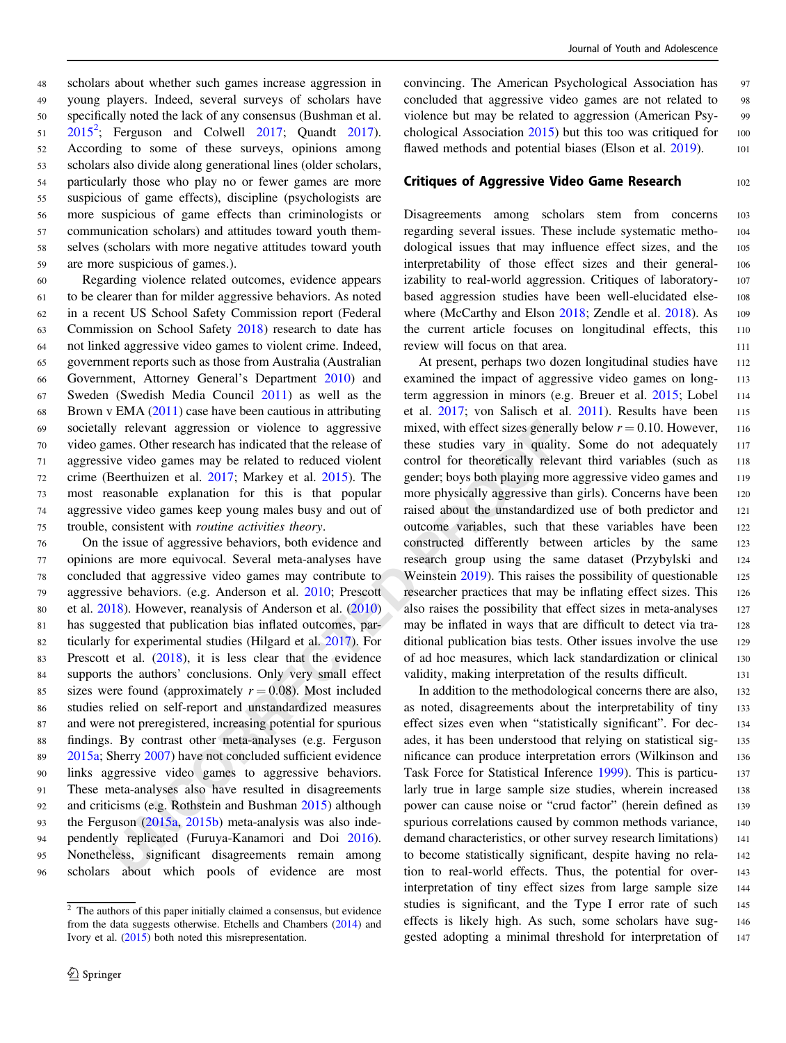scholars about whether such games increase aggression in young players. Indeed, several surveys of scholars have specifically noted the lack of any consensus (Bushman et al. 2015[2]; Ferguson and Colwell 2017; Quandt 2017). According to some of these surveys, opinions among scholars also divide along generational lines (older scholars, particularly those who play no or fewer games are more suspicious of game effects), discipline (psychologists are more suspicious of game effects than criminologists or communication scholars) and attitudes toward youth themselves (scholars with more negative attitudes toward youth are more suspicious of games.).

Regarding violence related outcomes, evidence appears to be clearer than for milder aggressive behaviors. As noted in a recent US School Safety Commission report (Federal Commission on School Safety 2018) research to date has not linked aggressive video games to violent crime. Indeed, government reports such as those from Australia (Australian Government, Attorney General's Department 2010) and Sweden (Swedish Media Council 2011) as well as the Brown v EMA (2011) case have been cautious in attributing societally relevant aggression or violence to aggressive video games. Other research has indicated that the release of aggressive video games may be related to reduced violent crime (Beerthuizen et al. 2017; Markey et al. 2015). The most reasonable explanation for this is that popular aggressive video games keep young males busy and out of trouble, consistent with *routine activities theory*.

On the issue of aggressive behaviors, both evidence and opinions are more equivocal. Several meta-analyses have concluded that aggressive video games may contribute to aggressive behaviors. (e.g. Anderson et al. 2010; Prescott et al. 2018). However, reanalysis of Anderson et al. (2010) has suggested that publication bias inflated outcomes, particularly for experimental studies (Hilgard et al. 2017). For Prescott et al. (2018), it is less clear that the evidence supports the authors' conclusions. Only very small effect sizes were found (approximately $r = 0.08$). Most included studies relied on self-report and unstandardized measures and were not preregistered, increasing potential for spurious findings. By contrast other meta-analyses (e.g. Ferguson 2015a; Sherry 2007) have not concluded sufficient evidence links aggressive video games to aggressive behaviors. These meta-analyses also have resulted in disagreements and criticisms (e.g. Rothstein and Bushman 2015) although the Ferguson (2015a, 2015b) meta-analysis was also independently replicated (Furuya-Kanamori and Doi 2016). Nonetheless, significant disagreements remain among scholars about which pools of evidence are most convincing. The American Psychological Association has concluded that aggressive video games are not related to violence but may be related to aggression (American Psychological Association 2015) but this too was critiqued for flawed methods and potential biases (Elson et al. 2019).

## Critiques of Aggressive Video Game Research

Disagreements among scholars stem from concerns regarding several issues. These include systematic methodological issues that may influence effect sizes, and the interpretability of those effect sizes and their generalizability to real-world aggression. Critiques of laboratory-based aggression studies have been well-elucidated elsewhere (McCarthy and Elson 2018; Zendle et al. 2018). As the current article focuses on longitudinal effects, this review will focus on that area.

At present, perhaps two dozen longitudinal studies have examined the impact of aggressive video games on long-term aggression in minors (e.g. Breuer et al. 2015; Lobel et al. 2017; von Salisch et al. 2011). Results have been mixed, with effect sizes generally below $r = 0.10$. However, these studies vary in quality. Some do not adequately control for theoretically relevant third variables (such as gender; boys both playing more aggressive video games and more physically aggressive than girls). Concerns have been raised about the unstandardized use of both predictor and outcome variables, such that these variables have been constructed differently between articles by the same research group using the same dataset (Przybylski and Weinstein 2019). This raises the possibility of questionable researcher practices that may be inflating effect sizes. This also raises the possibility that effect sizes in meta-analyses may be inflated in ways that are difficult to detect via traditional publication bias tests. Other issues involve the use of ad hoc measures, which lack standardization or clinical validity, making interpretation of the results difficult.

In addition to the methodological concerns there are also, as noted, disagreements about the interpretability of tiny effect sizes even when "statistically significant". For decades, it has been understood that relying on statistical significance can produce interpretation errors (Wilkinson and Task Force for Statistical Inference 1999). This is particularly true in large sample size studies, wherein increased power can cause noise or "crud factor" (herein defined as spurious correlations caused by common methods variance, demand characteristics, or other survey research limitations) to become statistically significant, despite having no relation to real-world effects. Thus, the potential for over-interpretation of tiny effect sizes from large sample size studies is significant, and the Type I error rate of such effects is likely high. As such, some scholars have suggested adopting a minimal threshold for interpretation of

[2] The authors of this paper initially claimed a consensus, but evidence from the data suggests otherwise. Etchells and Chambers (2014) and Ivory et al. (2015) both noted this misrepresentation.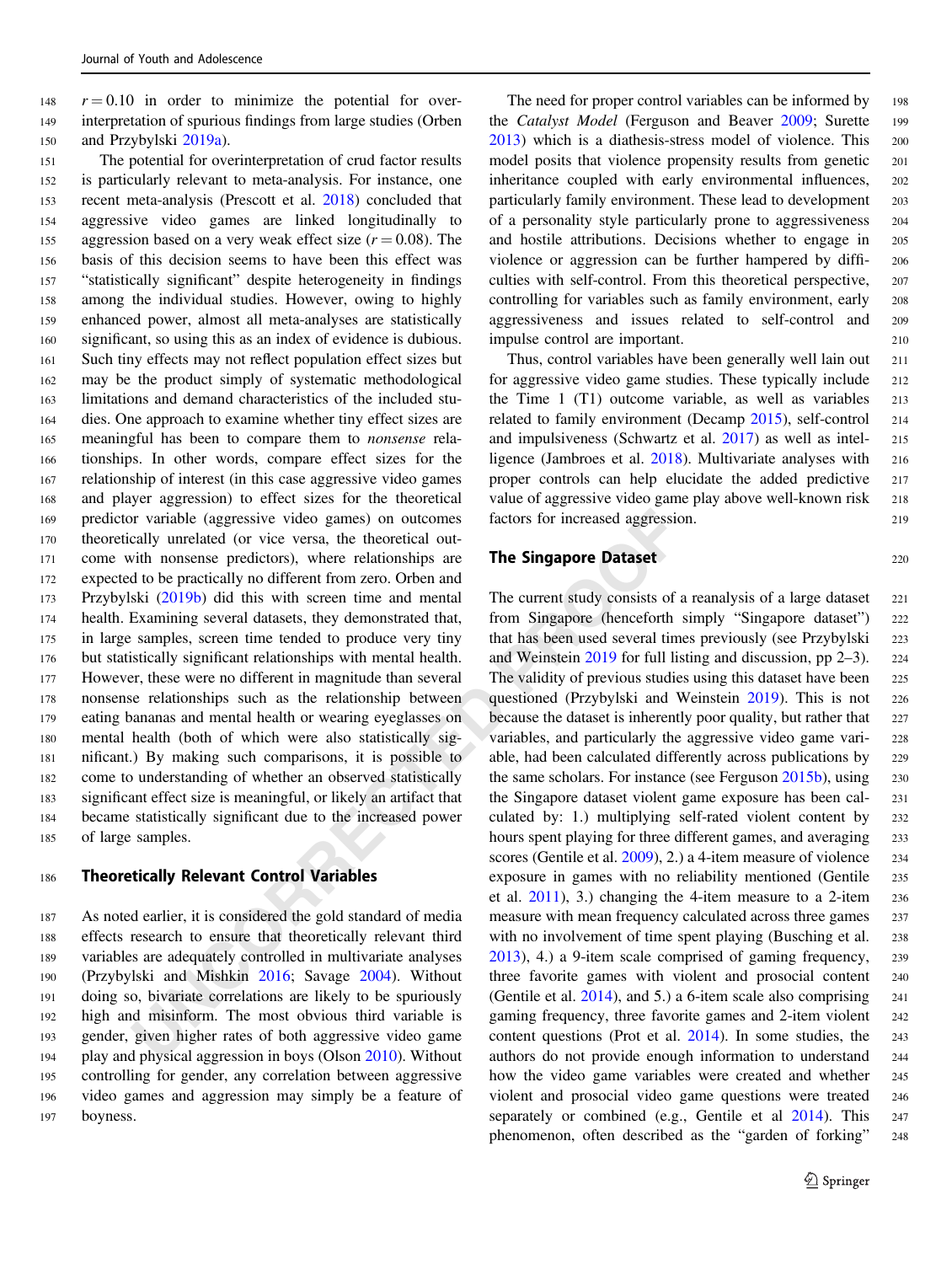$r = 0.10$ in order to minimize the potential for over-interpretation of spurious findings from large studies (Orben and Przybylski 2019a).

The potential for overinterpretation of crud factor results is particularly relevant to meta-analysis. For instance, one recent meta-analysis (Prescott et al. 2018) concluded that aggressive video games are linked longitudinally to aggression based on a very weak effect size ($r = 0.08$). The basis of this decision seems to have been this effect was "statistically significant" despite heterogeneity in findings among the individual studies. However, owing to highly enhanced power, almost all meta-analyses are statistically significant, so using this as an index of evidence is dubious. Such tiny effects may not reflect population effect sizes but may be the product simply of systematic methodological limitations and demand characteristics of the included studies. One approach to examine whether tiny effect sizes are meaningful has been to compare them to *nonsense* relationships. In other words, compare effect sizes for the relationship of interest (in this case aggressive video games and player aggression) to effect sizes for the theoretical predictor variable (aggressive video games) on outcomes theoretically unrelated (or vice versa, the theoretical outcome with nonsense predictors), where relationships are expected to be practically no different from zero. Orben and Przybylski (2019b) did this with screen time and mental health. Examining several datasets, they demonstrated that, in large samples, screen time tended to produce very tiny but statistically significant relationships with mental health. However, these were no different in magnitude than several nonsense relationships such as the relationship between eating bananas and mental health or wearing eyeglasses on mental health (both of which were also statistically significant.) By making such comparisons, it is possible to come to understanding of whether an observed statistically significant effect size is meaningful, or likely an artifact that became statistically significant due to the increased power of large samples.

## Theoretically Relevant Control Variables

As noted earlier, it is considered the gold standard of media effects research to ensure that theoretically relevant third variables are adequately controlled in multivariate analyses (Przybylski and Mishkin 2016; Savage 2004). Without doing so, bivariate correlations are likely to be spuriously high and misinform. The most obvious third variable is gender, given higher rates of both aggressive video game play and physical aggression in boys (Olson 2010). Without controlling for gender, any correlation between aggressive video games and aggression may simply be a feature of boyness.

The need for proper control variables can be informed by the *Catalyst Model* (Ferguson and Beaver 2009; Surette 2013) which is a diathesis-stress model of violence. This model posits that violence propensity results from genetic inheritance coupled with early environmental influences, particularly family environment. These lead to development of a personality style particularly prone to aggressiveness and hostile attributions. Decisions whether to engage in violence or aggression can be further hampered by difficulties with self-control. From this theoretical perspective, controlling for variables such as family environment, early aggressiveness and issues related to self-control and impulse control are important.

Thus, control variables have been generally well lain out for aggressive video game studies. These typically include the Time 1 (T1) outcome variable, as well as variables related to family environment (Decamp 2015), self-control and impulsiveness (Schwartz et al. 2017) as well as intelligence (Jambroes et al. 2018). Multivariate analyses with proper controls can help elucidate the added predictive value of aggressive video game play above well-known risk factors for increased aggression.

## The Singapore Dataset

The current study consists of a reanalysis of a large dataset from Singapore (henceforth simply "Singapore dataset") that has been used several times previously (see Przybylski and Weinstein 2019 for full listing and discussion, pp 2–3). The validity of previous studies using this dataset have been questioned (Przybylski and Weinstein 2019). This is not because the dataset is inherently poor quality, but rather that variables, and particularly the aggressive video game variable, had been calculated differently across publications by the same scholars. For instance (see Ferguson 2015b), using the Singapore dataset violent game exposure has been calculated by: 1.) multiplying self-rated violent content by hours spent playing for three different games, and averaging scores (Gentile et al. 2009), 2.) a 5-item measure of violence exposure in games with no reliability mentioned (Gentile et al. 2011), 3.) changing the 4-item measure to a 2-item measure with mean frequency calculated across three games with no involvement of time spent playing (Busching et al. 2013), 4.) a 9-item scale comprised of gaming frequency, three favorite games with violent and prosocial content (Gentile et al. 2014), and 5.) a 6-item scale also comprising gaming frequency, three favorite games and 2-item violent content questions (Prot et al. 2014). In some studies, the authors do not provide enough information to understand how the video game variables were created and whether violent and prosocial video game questions were treated separately or combined (e.g., Gentile et al 2014). This phenomenon, often described as the "garden of forking"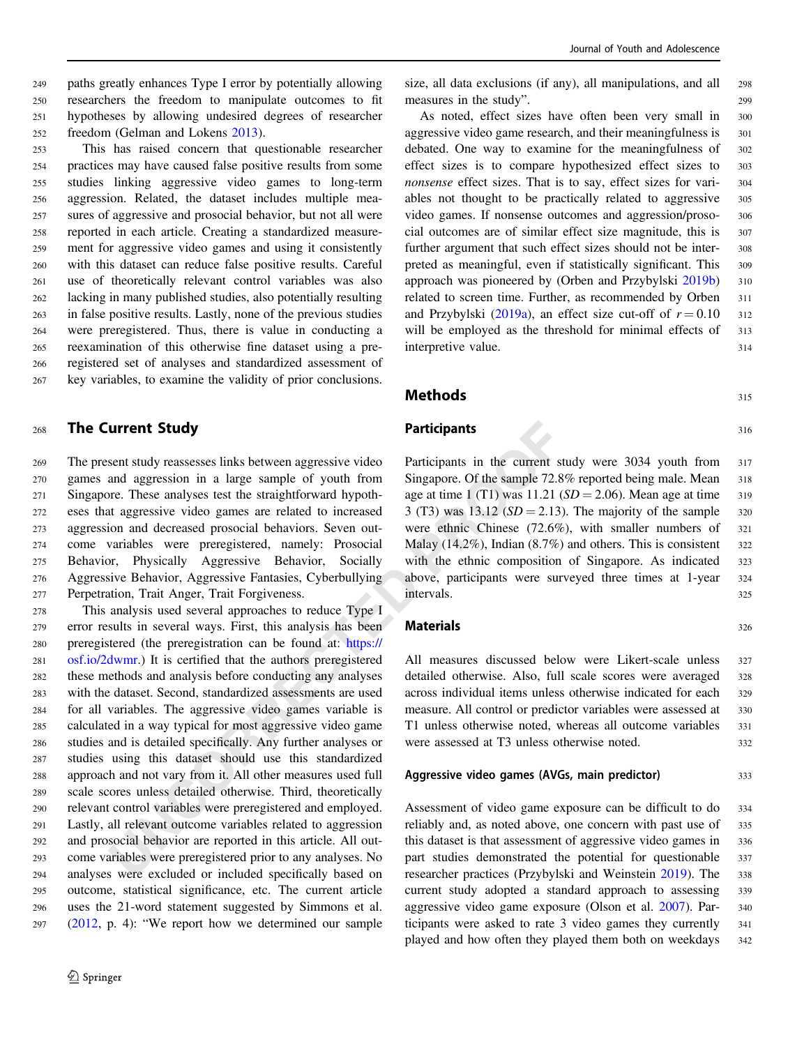paths greatly enhances Type I error by potentially allowing researchers the freedom to manipulate outcomes to fit hypotheses by allowing undesired degrees of researcher freedom (Gelman and Lokens 2013).

This has raised concern that questionable researcher practices may have caused false positive results from some studies linking aggressive video games to long-term aggression. Related, the dataset includes multiple measures of aggressive and prosocial behavior, but not all were reported in each article. Creating a standardized measurement for aggressive video games and using it consistently with this dataset can reduce false positive results. Careful use of theoretically relevant control variables was also lacking in many published studies, also potentially resulting in false positive results. Lastly, none of the previous studies were preregistered. Thus, there is value in conducting a reexamination of this otherwise fine dataset using a preregistered set of analyses and standardized assessment of key variables, to examine the validity of prior conclusions.

## The Current Study

The present study reassesses links between aggressive video games and aggression in a large sample of youth from Singapore. These analyses test the straightforward hypotheses that aggressive video games are related to increased aggression and decreased prosocial behaviors. Seven outcome variables were preregistered, namely: Prosocial Behavior, Physically Aggressive Behavior, Socially Aggressive Behavior, Aggressive Fantasies, Cyberbullying Perpetration, Trait Anger, Trait Forgiveness.

This analysis used several approaches to reduce Type I error results in several ways. First, this analysis has been preregistered (the preregistration can be found at: https://osf.io/2dwmr.) It is certified that the authors preregistered these methods and analysis before conducting any analyses with the dataset. Second, standardized assessments are used for all variables. The aggressive video games variable is calculated in a way typical for most aggressive video game studies and is detailed specifically. Any further analyses or studies using this dataset should use this standardized approach and not vary from it. All other measures used full scale scores unless detailed otherwise. Third, theoretically relevant control variables were preregistered and employed. Lastly, all relevant outcome variables related to aggression and prosocial behavior are reported in this article. All outcome variables were preregistered prior to any analyses. No analyses were excluded or included specifically based on outcome, statistical significance, etc. The current article uses the 21-word statement suggested by Simmons et al. (2012, p. 4): "We report how we determined our sample size, all data exclusions (if any), all manipulations, and all measures in the study".

As noted, effect sizes have often been very small in aggressive video game research, and their meaningfulness is debated. One way to examine for the meaningfulness of effect sizes is to compare hypothesized effect sizes to *nonsense* effect sizes. That is to say, effect sizes for variables not thought to be practically related to aggressive video games. If nonsense outcomes and aggression/prosocial outcomes are of similar effect size magnitude, this is further argument that such effect sizes should not be interpreted as meaningful, even if statistically significant. This approach was pioneered by (Orben and Przybylski 2019b) related to screen time. Further, as recommended by Orben and Przybylski (2019a), an effect size cut-off of $r = 0.10$ will be employed as the threshold for minimal effects of interpretive value.

## Methods

### Participants

Participants in the current study were 3034 youth from Singapore. Of the sample 72.8% reported being male. Mean age at time 1 (T1) was 11.21 ($SD = 2.06$). Mean age at time 3 (T3) was 13.12 ($SD = 2.13$). The majority of the sample were ethnic Chinese (72.6%), with smaller numbers of Malay (14.2%), Indian (8.7%) and others. This is consistent with the ethnic composition of Singapore. As indicated above, participants were surveyed three times at 1-year intervals.

### Materials

All measures discussed below were Likert-scale unless detailed otherwise. Also, full scale scores were averaged across individual items unless otherwise indicated for each measure. All control or predictor variables were assessed at T1 unless otherwise noted, whereas all outcome variables were assessed at T3 unless otherwise noted.

#### Aggressive video games (AVGs, main predictor)

Assessment of video game exposure can be difficult to do reliably and, as noted above, one concern with past use of this dataset is that assessment of aggressive video games in part studies demonstrated the potential for questionable researcher practices (Przybylski and Weinstein 2019). The current study adopted a standard approach to assessing aggressive video game exposure (Olson et al. 2007). Participants were asked to rate 3 video games they currently played and how often they played them both on weekdays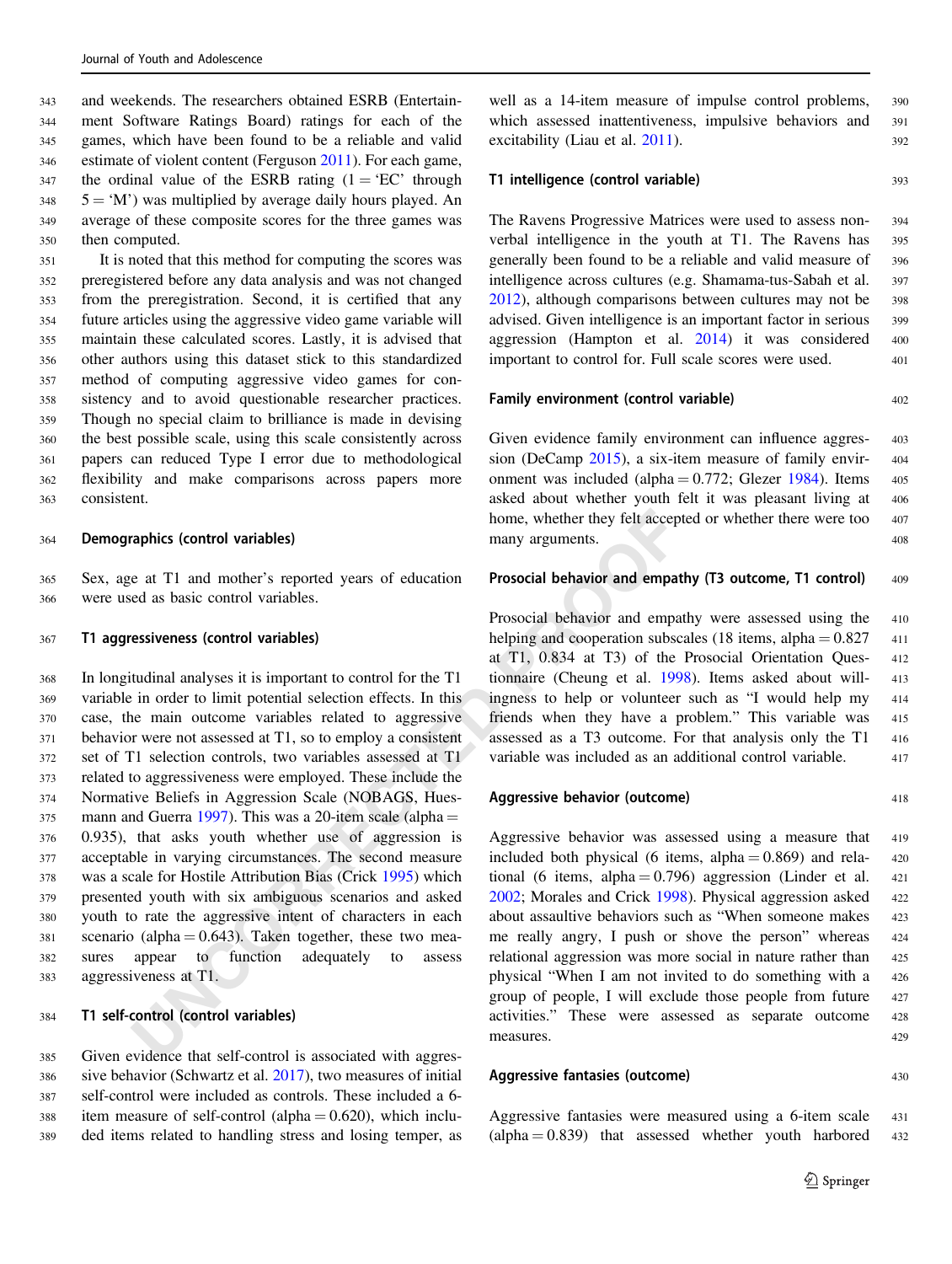and weekends. The researchers obtained ESRB (Entertainment Software Ratings Board) ratings for each of the games, which have been found to be a reliable and valid estimate of violent content (Ferguson 2011). For each game, the ordinal value of the ESRB rating (1 = 'EC' through 5 = 'M') was multiplied by average daily hours played. An average of these composite scores for the three games was then computed.

It is noted that this method for computing the scores was preregistered before any data analysis and was not changed from the preregistration. Second, it is certified that any future articles using the aggressive video game variable will maintain these calculated scores. Lastly, it is advised that other authors using this dataset stick to this standardized method of computing aggressive video games for consistency and to avoid questionable researcher practices. Though no special claim to brilliance is made in devising the best possible scale, using this scale consistently across papers can reduced Type I error due to methodological flexibility and make comparisons across papers more consistent.

### Demographics (control variables)

Sex, age at T1 and mother's reported years of education were used as basic control variables.

### T1 aggressiveness (control variables)

In longitudinal analyses it is important to control for the T1 variable in order to limit potential selection effects. In this case, the main outcome variables related to aggressive behavior were not assessed at T1, so to employ a consistent set of T1 selection controls, two variables assessed at T1 related to aggressiveness were employed. These include the Normative Beliefs in Aggression Scale (NOBAGS, Huesmann and Guerra 1997). This was a 20-item scale (alpha = 0.935), that asks youth whether use of aggression is acceptable in varying circumstances. The second measure was a scale for Hostile Attribution Bias (Crick 1995) which presented youth with six ambiguous scenarios and asked youth to rate the aggressive intent of characters in each scenario (alpha = 0.643). Taken together, these two measures appear to function adequately to assess aggressiveness at T1.

### T1 self-control (control variables)

Given evidence that self-control is associated with aggressive behavior (Schwartz et al. 2017), two measures of initial self-control were included as controls. These included a 6-item measure of self-control (alpha = 0.620), which included items related to handling stress and losing temper, as well as a 14-item measure of impulse control problems, which assessed inattentiveness, impulsive behaviors and excitability (Liau et al. 2011).

### T1 intelligence (control variable)

The Ravens Progressive Matrices were used to assess non-verbal intelligence in the youth at T1. The Ravens has generally been found to be a reliable and valid measure of intelligence across cultures (e.g. Shamama-tus-Sabah et al. 2012), although comparisons between cultures may not be advised. Given intelligence is an important factor in serious aggression (Hampton et al. 2014) it was considered important to control for. Full scale scores were used.

### Family environment (control variable)

Given evidence family environment can influence aggression (DeCamp 2015), a six-item measure of family environment was included (alpha = 0.772; Glezer 1984). Items asked about whether youth felt it was pleasant living at home, whether they felt accepted or whether there were too many arguments.

### Prosocial behavior and empathy (T3 outcome, T1 control)

Prosocial behavior and empathy were assessed using the helping and cooperation subscales (18 items, alpha = 0.827 at T1, 0.834 at T3) of the Prosocial Orientation Questionnaire (Cheung et al. 1998). Items asked about willingness to help or volunteer such as "I would help my friends when they have a problem." This variable was assessed as a T3 outcome. For that analysis only the T1 variable was included as an additional control variable.

### Aggressive behavior (outcome)

Aggressive behavior was assessed using a measure that included both physical (6 items, alpha = 0.869) and relational (6 items, alpha = 0.796) aggression (Linder et al. 2002; Morales and Crick 1998). Physical aggression asked about assaultive behaviors such as "When someone makes me really angry, I push or shove the person" whereas relational aggression was more social in nature rather than physical "When I am not invited to do something with a group of people, I will exclude those people from future activities." These were assessed as separate outcome measures.

### Aggressive fantasies (outcome)

Aggressive fantasies were measured using a 6-item scale (alpha = 0.839) that assessed whether youth harbored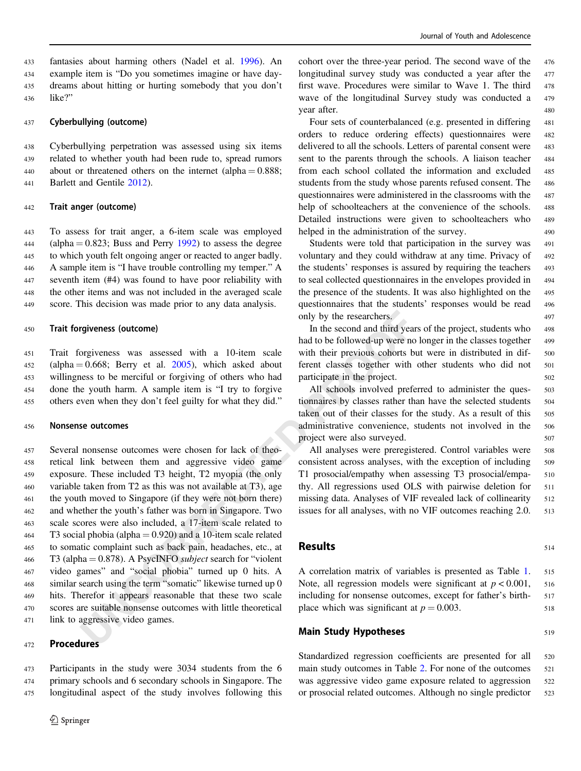fantasies about harming others (Nadel et al. 1996). An example item is "Do you sometimes imagine or have daydreams about hitting or hurting somebody that you don't like?"

### Cyberbullying (outcome)

Cyberbullying perpetration was assessed using six items related to whether youth had been rude to, spread rumors about or threatened others on the internet (alpha = 0.888; Barlett and Gentile 2012).

### Trait anger (outcome)

To assess for trait anger, a 6-item scale was employed (alpha = 0.823; Buss and Perry 1992) to assess the degree to which youth felt ongoing anger or reacted to anger badly. A sample item is "I have trouble controlling my temper." A seventh item (#4) was found to have poor reliability with the other items and was not included in the averaged scale score. This decision was made prior to any data analysis.

### Trait forgiveness (outcome)

Trait forgiveness was assessed with a 10-item scale (alpha = 0.668; Berry et al. 2005), which asked about willingness to be merciful or forgiving of others who had done the youth harm. A sample item is "I try to forgive others even when they don't feel guilty for what they did."

### Nonsense outcomes

Several nonsense outcomes were chosen for lack of theoretical link between them and aggressive video game exposure. These included T3 height, T2 myopia (the only variable taken from T2 as this was not available at T3), age the youth moved to Singapore (if they were not born there) and whether the youth's father was born in Singapore. Two scale scores were also included, a 17-item scale related to T3 social phobia (alpha = 0.920) and a 10-item scale related to somatic complaint such as back pain, headaches, etc., at T3 (alpha = 0.878). A PsycINFO *subject* search for "violent video games" and "social phobia" turned up 0 hits. A similar search using the term "somatic" likewise turned up 0 hits. Therefor it appears reasonable that these two scale scores are suitable nonsense outcomes with little theoretical link to aggressive video games.

## Procedures

Participants in the study were 3034 students from the 6 primary schools and 6 secondary schools in Singapore. The longitudinal aspect of the study involves following this cohort over the three-year period. The second wave of the longitudinal survey study was conducted a year after the first wave. Procedures were similar to Wave 1. The third wave of the longitudinal Survey study was conducted a year after.

Four sets of counterbalanced (e.g. presented in differing orders to reduce ordering effects) questionnaires were delivered to all the schools. Letters of parental consent were sent to the parents through the schools. A liaison teacher from each school collated the information and excluded students from the study whose parents refused consent. The questionnaires were administered in the classrooms with the help of schoolteachers at the convenience of the schools. Detailed instructions were given to schoolteachers who helped in the administration of the survey.

Students were told that participation in the survey was voluntary and they could withdraw at any time. Privacy of the students' responses is assured by requiring the teachers to seal collected questionnaires in the envelopes provided in the presence of the students. It was also highlighted on the questionnaires that the students' responses would be read only by the researchers.

In the second and third years of the project, students who had to be followed-up were no longer in the classes together with their previous cohorts but were in distributed in different classes together with other students who did not participate in the project.

All schools involved preferred to administer the questionnaires by classes rather than have the selected students taken out of their classes for the study. As a result of this administrative convenience, students not involved in the project were also surveyed.

All analyses were preregistered. Control variables were consistent across analyses, with the exception of including T1 prosocial/empathy when assessing T3 prosocial/empathy. All regressions used OLS with pairwise deletion for missing data. Analyses of VIF revealed lack of collinearity issues for all analyses, with no VIF outcomes reaching 2.0.

## Results

A correlation matrix of variables is presented as Table 1. Note, all regression models were significant at $p < 0.001$, including for nonsense outcomes, except for father's birthplace which was significant at $p = 0.003$.

### Main Study Hypotheses

Standardized regression coefficients are presented for all main study outcomes in Table 2. For none of the outcomes was aggressive video game exposure related to aggression or prosocial related outcomes. Although no single predictor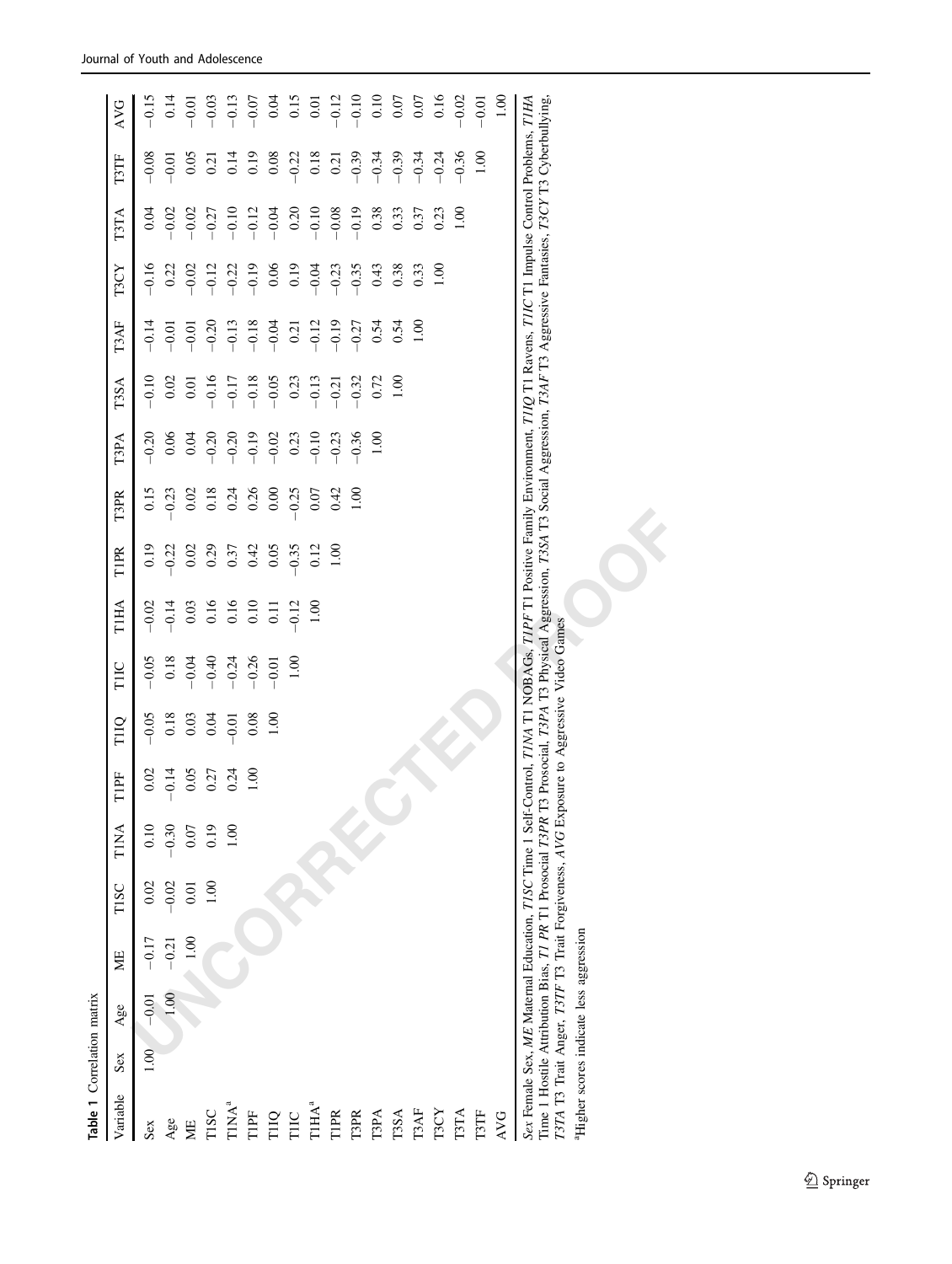**Table 1** Correlation matrix

| Variable | Sex | Age | ME | T1SC | T1NA[a] | T1PF | T1IQ | T1IC | T1HA[a] | T1PR | T3PR | T3PA | T3SA | T3AF | T3CY | T3TA | T3TF | AVG |
|---|---|---|---|---|---|---|---|---|---|---|---|---|---|---|---|---|---|---|
| Sex | 1.00 | −0.01 | −0.17 | 0.02 | 0.10 | 0.02 | −0.05 | −0.05 | −0.02 | 0.19 | 0.15 | −0.20 | −0.10 | −0.14 | −0.16 | 0.04 | −0.08 | −0.15 |
| Age | | 1.00 | −0.21 | −0.02 | −0.30 | −0.14 | 0.18 | 0.18 | −0.14 | −0.22 | −0.23 | 0.06 | 0.02 | −0.01 | 0.22 | −0.02 | −0.01 | 0.14 |
| ME | | | 1.00 | 0.01 | 0.07 | 0.05 | 0.03 | −0.04 | 0.03 | 0.02 | 0.02 | 0.04 | 0.01 | −0.01 | −0.02 | −0.02 | 0.05 | −0.01 |
| T1SC | | | | 1.00 | 0.19 | 0.27 | 0.04 | −0.40 | 0.16 | 0.29 | 0.18 | −0.20 | −0.16 | −0.20 | −0.12 | −0.27 | 0.21 | −0.03 |
| T1NA[a] | | | | | 1.00 | 0.24 | −0.01 | −0.24 | 0.16 | 0.37 | 0.24 | −0.20 | −0.17 | −0.13 | −0.22 | −0.10 | 0.14 | −0.13 |
| T1PF | | | | | | 1.00 | 0.08 | −0.26 | 0.10 | 0.42 | 0.26 | −0.19 | −0.18 | −0.18 | −0.19 | −0.12 | 0.19 | −0.07 |
| T1IQ | | | | | | | 1.00 | −0.01 | 0.11 | 0.05 | 0.00 | −0.02 | −0.05 | −0.04 | 0.06 | −0.04 | 0.08 | 0.04 |
| T1IC | | | | | | | | 1.00 | −0.12 | −0.35 | −0.25 | 0.23 | 0.23 | 0.21 | 0.19 | 0.20 | −0.22 | 0.15 |
| T1HA[a] | | | | | | | | | 1.00 | 0.12 | 0.07 | −0.10 | −0.13 | −0.12 | −0.04 | −0.10 | 0.18 | 0.01 |
| T1PR | | | | | | | | | | 1.00 | 0.42 | −0.23 | −0.21 | −0.19 | −0.23 | −0.08 | 0.21 | −0.12 |
| T3PR | | | | | | | | | | | 1.00 | −0.36 | −0.32 | −0.27 | −0.35 | −0.19 | −0.39 | −0.10 |
| T3PA | | | | | | | | | | | | 1.00 | 0.72 | 0.54 | 0.43 | 0.38 | −0.34 | 0.10 |
| T3SA | | | | | | | | | | | | | 1.00 | 0.54 | 0.38 | 0.33 | −0.39 | 0.07 |
| T3AF | | | | | | | | | | | | | | 1.00 | 0.33 | 0.37 | −0.34 | 0.07 |
| T3CY | | | | | | | | | | | | | | | 1.00 | 0.23 | −0.24 | 0.16 |
| T3TA | | | | | | | | | | | | | | | | 1.00 | −0.36 | −0.02 |
| T3TF | | | | | | | | | | | | | | | | | 1.00 | −0.01 |
| AVG | | | | | | | | | | | | | | | | | | 1.00 |

*Sex* Female Sex, *ME* Maternal Education, *T1SC* Time 1 Self-Control, *T1NA* T1 NOBAGs, *T1PF* T1 Positive Family Environment, *T1IQ* T1 Ravens, *T1IC* T1 Impulse Control Problems, *T1HA* Time 1 Hostile Attribution Bias, *T1 PR* T1 Prosocial *T3PR* T3 Prosocial, *T3PA* T3 Physical Aggression, *T3SA* T3 Social Aggression, *T3AF* T3 Aggressive Fantasies, *T3CY* T3 Cyberbullying, *T3TA* T3 Trait Anger, *T3TF* T3 Trait Forgiveness, *AVG* Exposure to Aggressive Video Games

[a]Higher scores indicate less aggression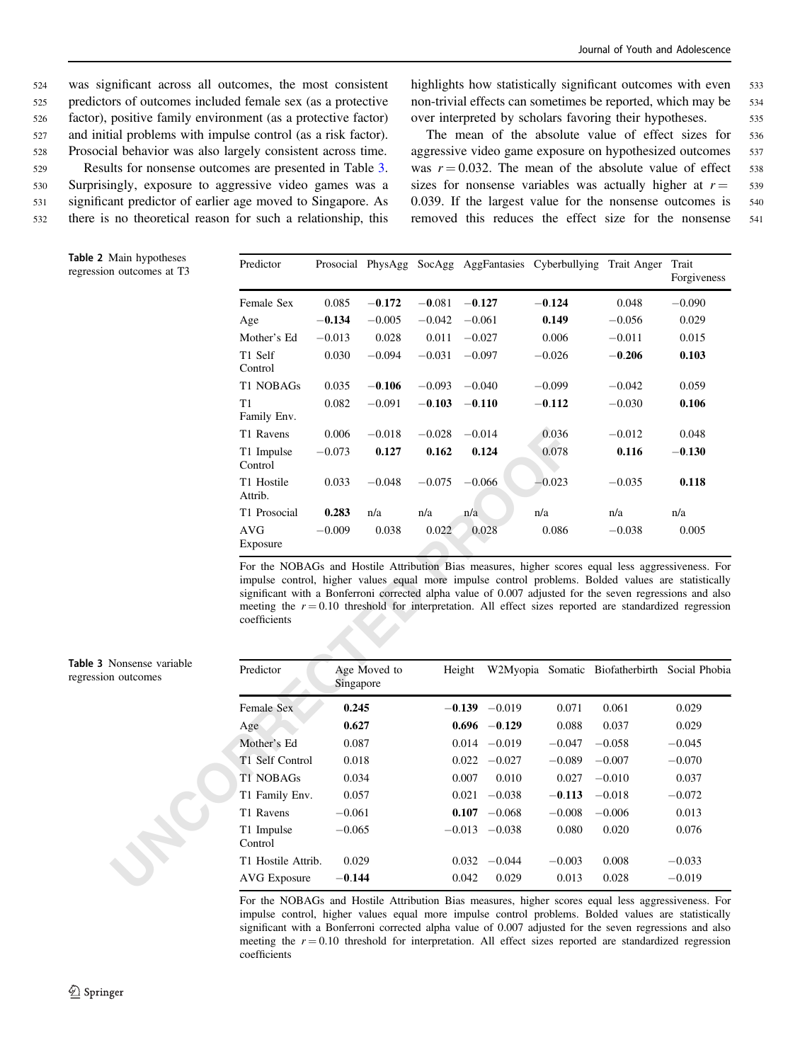was significant across all outcomes, the most consistent predictors of outcomes included female sex (as a protective factor), positive family environment (as a protective factor) and initial problems with impulse control (as a risk factor). Prosocial behavior was also largely consistent across time.

Results for nonsense outcomes are presented in Table 3. Surprisingly, exposure to aggressive video games was a significant predictor of earlier age moved to Singapore. As there is no theoretical reason for such a relationship, this highlights how statistically significant outcomes with even non-trivial effects can sometimes be reported, which may be over interpreted by scholars favoring their hypotheses.

The mean of the absolute value of effect sizes for aggressive video game exposure on hypothesized outcomes was $r = 0.032$. The mean of the absolute value of effect sizes for nonsense variables was actually higher at $r = 0.039$. If the largest value for the nonsense outcomes is removed this reduces the effect size for the nonsense

**Table 2** Main hypotheses regression outcomes at T3

| Predictor | Prosocial | PhysAgg | SocAgg | AggFantasies | Cyberbullying | Trait Anger | Trait Forgiveness |
|---|---|---|---|---|---|---|---|
| Female Sex | 0.085 | **−0.172** | −0.081 | **−0.127** | **−0.124** | 0.048 | −0.090 |
| Age | **−0.134** | −0.005 | −0.042 | −0.061 | **0.149** | −0.056 | 0.029 |
| Mother's Ed | −0.013 | 0.028 | 0.011 | −0.027 | 0.006 | −0.011 | 0.015 |
| T1 Self Control | 0.030 | −0.094 | −0.031 | −0.097 | −0.026 | **−0.206** | **0.103** |
| T1 NOBAGs | 0.035 | **−0.106** | −0.093 | −0.040 | −0.099 | −0.042 | 0.059 |
| T1 Family Env. | 0.082 | −0.091 | **−0.103** | **−0.110** | **−0.112** | −0.030 | **0.106** |
| T1 Ravens | 0.006 | −0.018 | −0.028 | −0.014 | 0.036 | −0.012 | 0.048 |
| T1 Impulse Control | −0.073 | **0.127** | **0.162** | **0.124** | 0.078 | **0.116** | **−0.130** |
| T1 Hostile Attrib. | 0.033 | −0.048 | −0.075 | −0.066 | −0.023 | −0.035 | **0.118** |
| T1 Prosocial | **0.283** | n/a | n/a | n/a | n/a | n/a | n/a |
| AVG Exposure | −0.009 | 0.038 | 0.022 | 0.028 | 0.086 | −0.038 | 0.005 |

For the NOBAGs and Hostile Attribution Bias measures, higher scores equal less aggressiveness. For impulse control, higher values equal more impulse control problems. Bolded values are statistically significant with a Bonferroni corrected alpha value of 0.007 adjusted for the seven regressions and also meeting the $r = 0.10$ threshold for interpretation. All effect sizes reported are standardized regression coefficients

**Table 3** Nonsense variable regression outcomes

| Predictor | Age Moved to Singapore | Height | W2Myopia | Somatic | Biofatherbirth | Social Phobia |
|---|---|---|---|---|---|---|
| Female Sex | **0.245** | **−0.139** | −0.019 | 0.071 | 0.061 | 0.029 |
| Age | **0.627** | **0.696** | **−0.129** | 0.088 | 0.037 | 0.029 |
| Mother's Ed | 0.087 | 0.014 | −0.019 | −0.047 | −0.058 | −0.045 |
| T1 Self Control | 0.018 | 0.022 | −0.027 | −0.089 | −0.007 | −0.070 |
| T1 NOBAGs | 0.034 | 0.007 | 0.010 | 0.027 | −0.010 | 0.037 |
| T1 Family Env. | 0.057 | 0.021 | −0.038 | **−0.113** | −0.018 | −0.072 |
| T1 Ravens | −0.061 | **0.107** | −0.068 | −0.008 | −0.006 | 0.013 |
| T1 Impulse Control | −0.065 | −0.013 | −0.038 | 0.080 | 0.020 | 0.076 |
| T1 Hostile Attrib. | 0.029 | 0.032 | −0.044 | −0.003 | 0.008 | −0.033 |
| AVG Exposure | **−0.144** | 0.042 | 0.029 | 0.013 | 0.028 | −0.019 |

For the NOBAGs and Hostile Attribution Bias measures, higher scores equal less aggressiveness. For impulse control, higher values equal more impulse control problems. Bolded values are statistically significant with a Bonferroni corrected alpha value of 0.007 adjusted for the seven regressions and also meeting the $r = 0.10$ threshold for interpretation. All effect sizes reported are standardized regression coefficients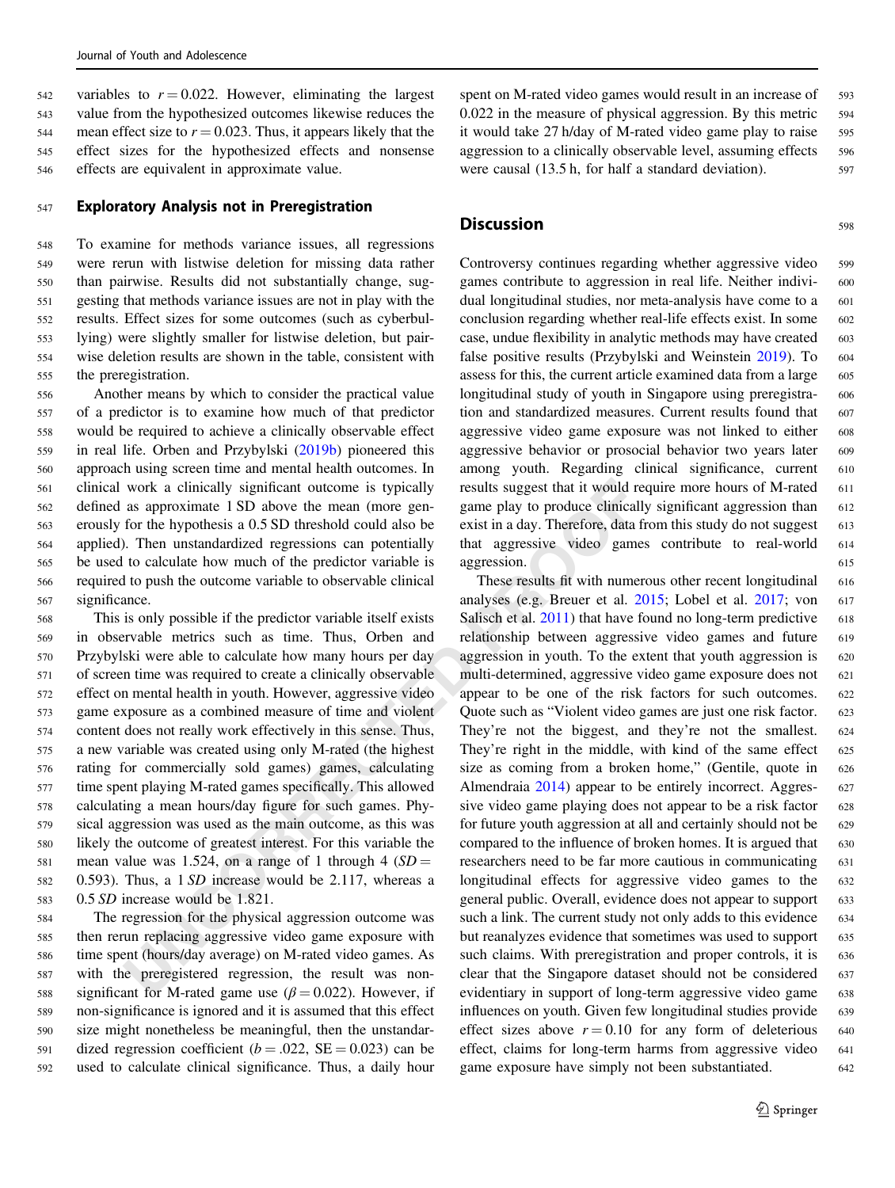variables to $r = 0.022$. However, eliminating the largest value from the hypothesized outcomes likewise reduces the mean effect size to $r = 0.023$. Thus, it appears likely that the effect sizes for the hypothesized effects and nonsense effects are equivalent in approximate value.

## Exploratory Analysis not in Preregistration

To examine for methods variance issues, all regressions were rerun with listwise deletion for missing data rather than pairwise. Results did not substantially change, suggesting that methods variance issues are not in play with the results. Effect sizes for some outcomes (such as cyberbullying) were slightly smaller for listwise deletion, but pairwise deletion results are shown in the table, consistent with the preregistration.

Another means by which to consider the practical value of a predictor is to examine how much of that predictor would be required to achieve a clinically observable effect in real life. Orben and Przybylski (2019b) pioneered this approach using screen time and mental health outcomes. In clinical work a clinically significant outcome is typically defined as approximate 1 SD above the mean (more generously for the hypothesis a 0.5 SD threshold could also be applied). Then unstandardized regressions can potentially be used to calculate how much of the predictor variable is required to push the outcome variable to observable clinical significance.

This is only possible if the predictor variable itself exists in observable metrics such as time. Thus, Orben and Przybylski were able to calculate how many hours per day of screen time was required to create a clinically observable effect on mental health in youth. However, aggressive video game exposure as a combined measure of time and violent content does not really work effectively in this sense. Thus, a new variable was created using only M-rated (the highest rating for commercially sold games) games, calculating time spent playing M-rated games specifically. This allowed calculating a mean hours/day figure for such games. Physical aggression was used as the main outcome, as this was likely the outcome of greatest interest. For this variable the mean value was 1.524, on a range of 1 through 4 ($SD = 0.593$). Thus, a 1 *SD* increase would be 2.117, whereas a 0.5 *SD* increase would be 1.821.

The regression for the physical aggression outcome was then rerun replacing aggressive video game exposure with time spent (hours/day average) on M-rated video games. As with the preregistered regression, the result was non-significant for M-rated game use ($\beta = 0.022$). However, if non-significance is ignored and it is assumed that this effect size might nonetheless be meaningful, then the unstandardized regression coefficient ($b = .022$, $SE = 0.023$) can be used to calculate clinical significance. Thus, a daily hour spent on M-rated video games would result in an increase of 0.022 in the measure of physical aggression. By this metric it would take 27 h/day of M-rated video game play to raise aggression to a clinically observable level, assuming effects were causal (13.5 h, for half a standard deviation).

## Discussion

Controversy continues regarding whether aggressive video games contribute to aggression in real life. Neither individual longitudinal studies, nor meta-analysis have come to a conclusion regarding whether real-life effects exist. In some case, undue flexibility in analytic methods may have created false positive results (Przybylski and Weinstein 2019). To assess for this, the current article examined data from a large longitudinal study of youth in Singapore using preregistration and standardized measures. Current results found that aggressive video game exposure was not linked to either aggressive behavior or prosocial behavior two years later among young youth. Regarding clinical significance, current results suggest that it would require more hours of M-rated game play to produce clinically significant aggression than exist in a day. Therefore, data from this study do not suggest that aggressive video games contribute to real-world aggression.

These results fit with numerous other recent longitudinal analyses (e.g. Breuer et al. 2015; Lobel et al. 2017; von Salisch et al. 2011) that have found no long-term predictive relationship between aggressive video games and future aggression in youth. To the extent that youth aggression is multi-determined, aggressive video game exposure does not appear to be one of the risk factors for such outcomes. Quote such as "Violent video games are just one risk factor. They're not the biggest, and they're not the smallest. They're right in the middle, with kind of the same effect size as coming from a broken home," (Gentile, quote in Almendraia 2014) appear to be entirely incorrect. Aggressive video game playing does not appear to be a risk factor for future youth aggression at all and certainly should not be compared to the influence of broken homes. It is argued that researchers need to be far more cautious in communicating longitudinal effects for aggressive video games to the general public. Overall, evidence does not appear to support such a link. The current study not only adds to this evidence but reanalyzes evidence that sometimes was used to support such claims. With preregistration and proper controls, it is clear that the Singapore dataset should not be considered evidentiary in support of long-term aggressive video game influences on youth. Given few longitudinal studies provide effect sizes above $r = 0.10$ for any form of deleterious effect, claims for long-term harms from aggressive video game exposure have simply not been substantiated.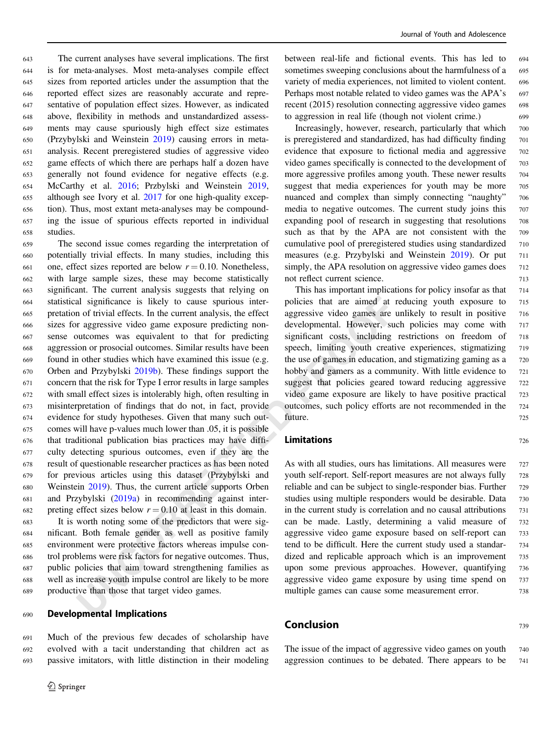The current analyses have several implications. The first is for meta-analyses. Most meta-analyses compile effect sizes from reported articles under the assumption that the reported effect sizes are reasonably accurate and representative of population effect sizes. However, as indicated above, flexibility in methods and unstandardized assessments may cause spuriously high effect size estimates (Przybylski and Weinstein 2019) causing errors in meta-analysis. Recent preregistered studies of aggressive video game effects of which there are perhaps half a dozen have generally not found evidence for negative effects (e.g. McCarthy et al. 2016; Przbylski and Weinstein 2019, although see Ivory et al. 2017 for one high-quality exception). Thus, most extant meta-analyses may be compounding the issue of spurious effects reported in individual studies.

The second issue comes regarding the interpretation of potentially trivial effects. In many studies, including this one, effect sizes reported are below $r = 0.10$. Nonetheless, with large sample sizes, these may become statistically significant. The current analysis suggests that relying on statistical significance is likely to cause spurious interpretation of trivial effects. In the current analysis, the effect sizes for aggressive video game exposure predicting nonsense outcomes was equivalent to that for predicting aggression or prosocial outcomes. Similar results have been found in other studies which have examined this issue (e.g. Orben and Przybylski 2019b). These findings support the concern that the risk for Type I error results in large samples with small effect sizes is intolerably high, often resulting in misinterpretation of findings that do not, in fact, provide evidence for study hypotheses. Given that many such outcomes will have p-values much lower than .05, it is possible that traditional publication bias practices may have difficulty detecting spurious outcomes, even if they are the result of questionable researcher practices as has been noted for previous articles using this dataset (Przybylski and Weinstein 2019). Thus, the current article supports Orben and Przybylski (2019a) in recommending against interpreting effect sizes below $r = 0.10$ at least in this domain.

It is worth noting some of the predictors that were significant. Both female gender as well as positive family environment were protective factors whereas impulse control problems were risk factors for negative outcomes. Thus, public policies that aim toward strengthening families as well as increase youth impulse control are likely to be more productive than those that target video games.

## Developmental Implications

Much of the previous few decades of scholarship have evolved with a tacit understanding that children act as passive imitators, with little distinction in their modeling between real-life and fictional events. This has led to sometimes sweeping conclusions about the harmfulness of a variety of media experiences, not limited to violent content. Perhaps most notable related to video games was the APA's recent (2015) resolution connecting aggressive video games to aggression in real life (though not violent crime.)

Increasingly, however, research, particularly that which is preregistered and standardized, has had difficulty finding evidence that exposure to fictional media and aggressive video games specifically is connected to the development of more aggressive profiles among youth. These newer results suggest that media experiences for youth may be more nuanced and complex than simply connecting "naughty" media to negative outcomes. The current study joins this expanding pool of research in suggesting that resolutions such as that by the APA are not consistent with the cumulative pool of preregistered studies using standardized measures (e.g. Przybylski and Weinstein 2019). Or put simply, the APA resolution on aggressive video games does not reflect current science.

This has important implications for policy insofar as that policies that are aimed at reducing youth exposure to aggressive video games are unlikely to result in positive developmental. However, such policies may come with significant costs, including restrictions on freedom of speech, limiting youth creative experiences, stigmatizing the use of games in education, and stigmatizing gaming as a hobby and gamers as a community. With little evidence to suggest that policies geared toward reducing aggressive video game exposure are likely to have positive practical outcomes, such policy efforts are not recommended in the future.

## Limitations

As with all studies, ours has limitations. All measures were youth self-report. Self-report measures are not always fully reliable and can be subject to single-responder bias. Further studies using multiple responders would be desirable. Data in the current study is correlation and no causal attributions can be made. Lastly, determining a valid measure of aggressive video game exposure based on self-report can tend to be difficult. Here the current study used a standardized and replicable approach which is an improvement upon some previous approaches. However, quantifying aggressive video game exposure by using time spend on multiple games can cause some measurement error.

## Conclusion

The issue of the impact of aggressive video games on youth aggression continues to be debated. There appears to be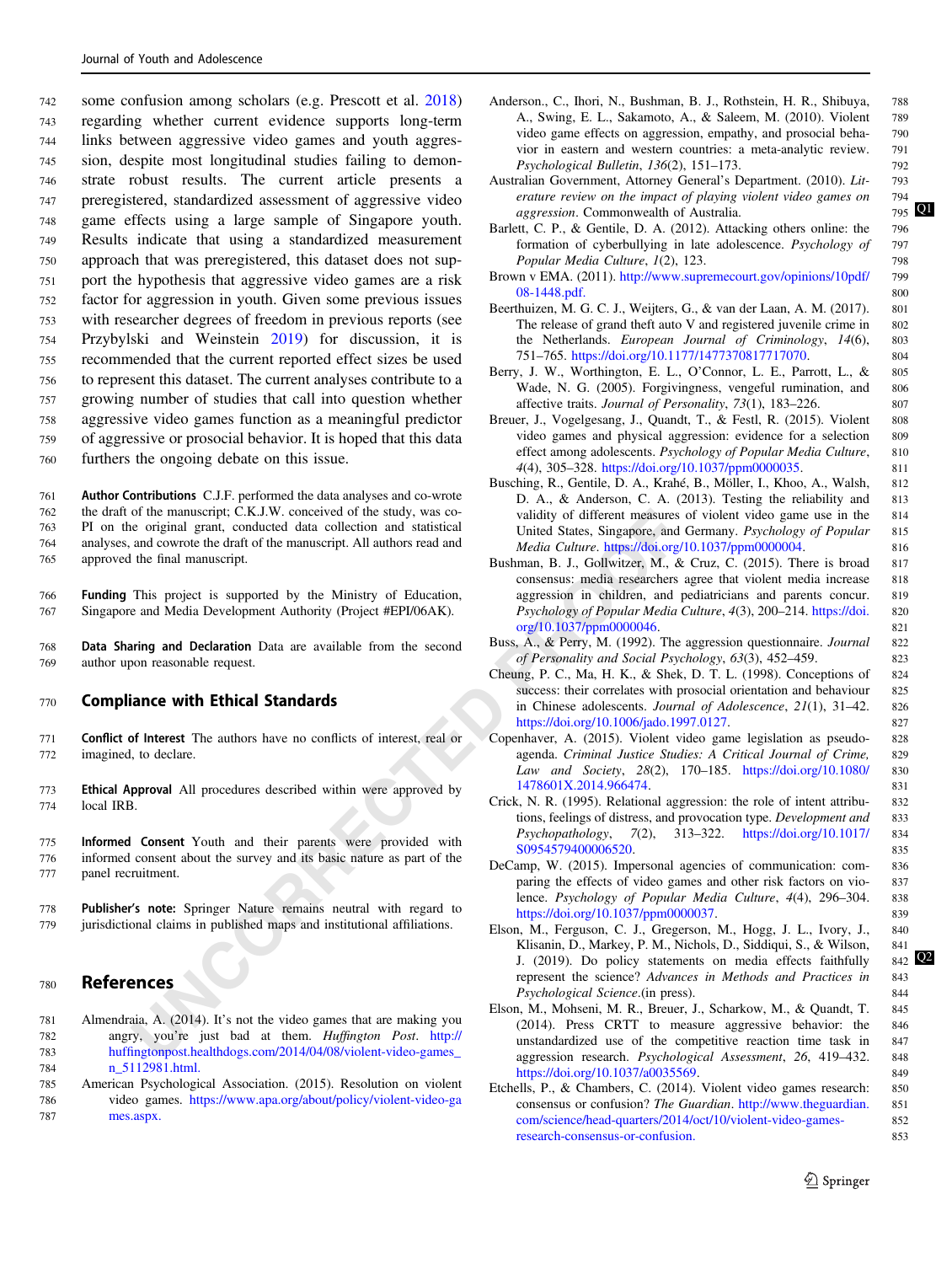some confusion among scholars (e.g. Prescott et al. 2018) regarding whether current evidence supports long-term links between aggressive video games and youth aggression, despite most longitudinal studies failing to demonstrate robust results. The current article presents a preregistered, standardized assessment of aggressive video game effects using a large sample of Singapore youth. Results indicate that using a standardized measurement approach that was preregistered, this dataset does not support the hypothesis that aggressive video games are a risk factor for aggression in youth. Given some previous issues with researcher degrees of freedom in previous reports (see Przybylski and Weinstein 2019) for discussion, it is recommended that the current reported effect sizes be used to represent this dataset. The current analyses contribute to a growing number of studies that call into question whether aggressive video games function as a meaningful predictor of aggressive or prosocial behavior. It is hoped that this data furthers the ongoing debate on this issue.

**Author Contributions** C.J.F. performed the data analyses and co-wrote the draft of the manuscript; C.K.J.W. conceived of the study, was co-PI on the original grant, conducted data collection and statistical analyses, and cowrote the draft of the manuscript. All authors read and approved the final manuscript.

**Funding** This project is supported by the Ministry of Education, Singapore and Media Development Authority (Project #EPI/06AK).

**Data Sharing and Declaration** Data are available from the second author upon reasonable request.

## Compliance with Ethical Standards

**Conflict of Interest** The authors have no conflicts of interest, real or imagined, to declare.

**Ethical Approval** All procedures described within were approved by local IRB.

**Informed Consent** Youth and their parents were provided with informed consent about the survey and its basic nature as part of the panel recruitment.

**Publisher's note:** Springer Nature remains neutral with regard to jurisdictional claims in published maps and institutional affiliations.

## References

Almendraia, A. (2014). It's not the video games that are making you angry, you're just bad at them. *Huffington Post*. http://huffingtonpost.healthdogs.com/2014/04/08/violent-video-games_n_5112981.html.

American Psychological Association. (2015). Resolution on violent video games. https://www.apa.org/about/policy/violent-video-games.aspx.

Anderson., C., Ihori, N., Bushman, B. J., Rothstein, H. R., Shibuya, A., Swing, E. L., Sakamoto, A., & Saleem, M. (2010). Violent video game effects on aggression, empathy, and prosocial behavior in eastern and western countries: a meta-analytic review. *Psychological Bulletin*, *136*(2), 151–173.

Australian Government, Attorney General's Department. (2010). *Literature review on the impact of playing violent video games on aggression*. Commonwealth of Australia.

Barlett, C. P., & Gentile, D. A. (2012). Attacking others online: the formation of cyberbullying in late adolescence. *Psychology of Popular Media Culture*, *1*(2), 123.

Brown v EMA. (2011). http://www.supremecourt.gov/opinions/10pdf/08-1448.pdf.

Beerthuizen, M. G. C. J., Weijters, G., & van der Laan, A. M. (2017). The release of grand theft auto V and registered juvenile crime in the Netherlands. *European Journal of Criminology*, *14*(6), 751–765. https://doi.org/10.1177/1477370817717070.

Berry, J. W., Worthington, E. L., O'Connor, L. E., Parrott, L., & Wade, N. G. (2005). Forgivingness, vengeful rumination, and affective traits. *Journal of Personality*, *73*(1), 183–226.

Breuer, J., Vogelgesang, J., Quandt, T., & Festl, R. (2015). Violent video games and physical aggression: evidence for a selection effect among adolescents. *Psychology of Popular Media Culture*, *4*(4), 305–328. https://doi.org/10.1037/ppm0000035.

Busching, R., Gentile, D. A., Krahé, B., Möller, I., Khoo, A., Walsh, D. A., & Anderson, C. A. (2013). Testing the reliability and validity of different measures of violent video game use in the United States, Singapore, and Germany. *Psychology of Popular Media Culture*. https://doi.org/10.1037/ppm0000004.

Bushman, B. J., Gollwitzer, M., & Cruz, C. (2015). There is broad consensus: media researchers agree that violent media increase aggression in children, and pediatricians and parents concur. *Psychology of Popular Media Culture*, *4*(3), 200–214. https://doi.org/10.1037/ppm0000046.

Buss, A., & Perry, M. (1992). The aggression questionnaire. *Journal of Personality and Social Psychology*, *63*(3), 452–459.

Cheung, P. C., Ma, H. K., & Shek, D. T. L. (1998). Conceptions of success: their correlates with prosocial orientation and behaviour in Chinese adolescents. *Journal of Adolescence*, *21*(1), 31–42. https://doi.org/10.1006/jado.1997.0127.

Copenhaver, A. (2015). Violent video game legislation as pseudo-agenda. *Criminal Justice Studies: A Critical Journal of Crime, Law and Society*, *28*(2), 170–185. https://doi.org/10.1080/1478601X.2014.966474.

Crick, N. R. (1995). Relational aggression: the role of intent attributions, feelings of distress, and provocation type. *Development and Psychopathology*, *7*(2), 313–322. https://doi.org/10.1017/S0954579400006520.

DeCamp, W. (2015). Impersonal agencies of communication: comparing the effects of video games and other risk factors on violence. *Psychology of Popular Media Culture*, *4*(4), 296–304. https://doi.org/10.1037/ppm0000037.

Elson, M., Ferguson, C. J., Gregerson, M., Hogg, J. L., Ivory, J., Klisanin, D., Markey, P. M., Nichols, D., Siddiqui, S., & Wilson, J. (2019). Do policy statements on media effects faithfully represent the science? *Advances in Methods and Practices in Psychological Science*.(in press).

Elson, M., Mohseni, M. R., Breuer, J., Scharkow, M., & Quandt, T. (2014). Press CRTT to measure aggressive behavior: the unstandardized use of the competitive reaction time task in aggression research. *Psychological Assessment*, *26*, 419–432. https://doi.org/10.1037/a0035569.

Etchells, P., & Chambers, C. (2014). Violent video games research: consensus or confusion? *The Guardian*. http://www.theguardian.com/science/head-quarters/2014/oct/10/violent-video-games-research-consensus-or-confusion.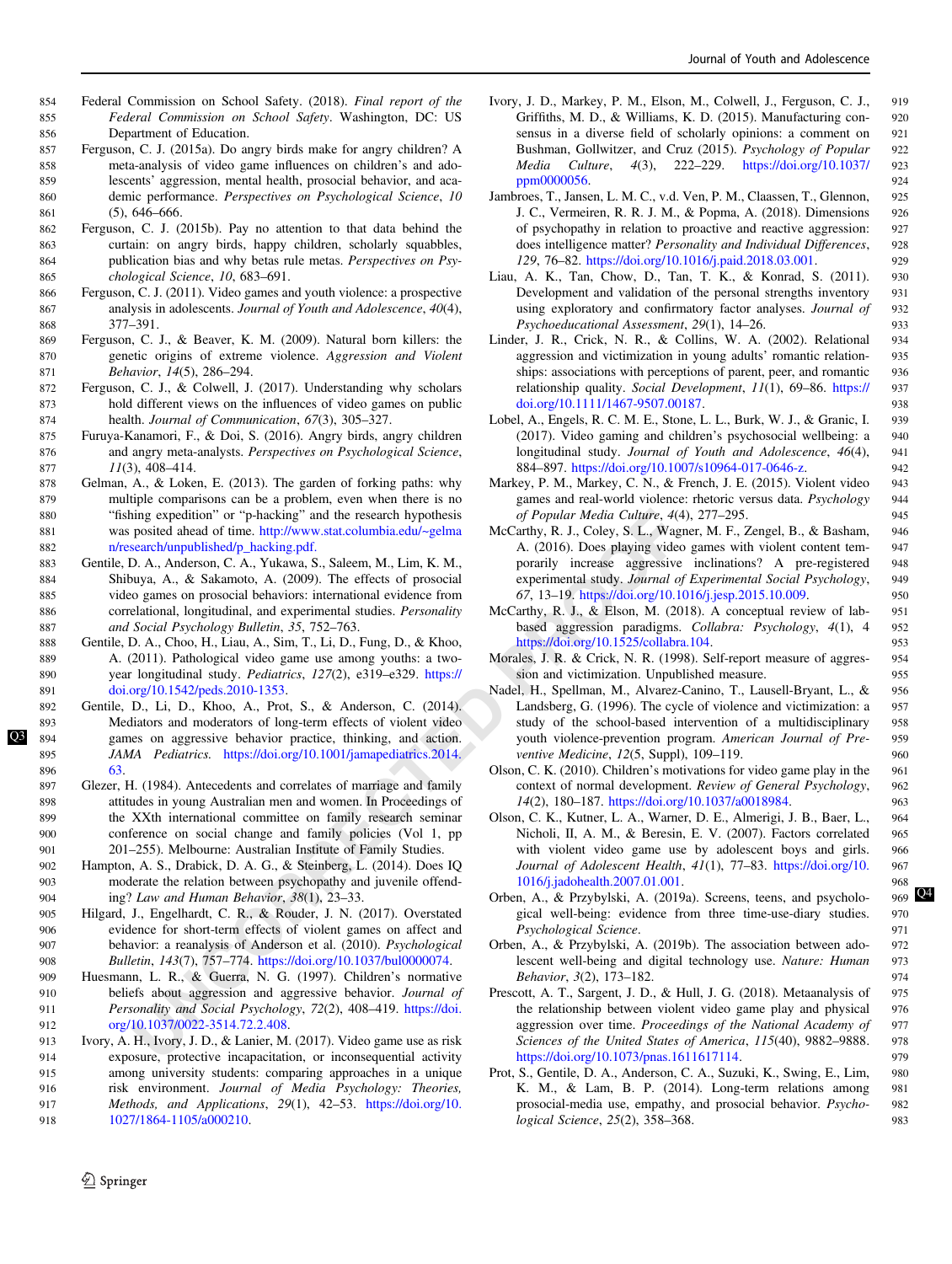Federal Commission on School Safety. (2018). *Final report of the Federal Commission on School Safety*. Washington, DC: US Department of Education.

Ferguson, C. J. (2015a). Do angry birds make for angry children? A meta-analysis of video game influences on children's and adolescents' aggression, mental health, prosocial behavior, and academic performance. *Perspectives on Psychological Science*, *10* (5), 646–666.

Ferguson, C. J. (2015b). Pay no attention to that data behind the curtain: on angry birds, happy children, scholarly squabbles, publication bias and why betas rule metas. *Perspectives on Psychological Science*, *10*, 683–691.

Ferguson, C. J. (2011). Video games and youth violence: a prospective analysis in adolescents. *Journal of Youth and Adolescence*, *40*(4), 377–391.

Ferguson, C. J., & Beaver, K. M. (2009). Natural born killers: the genetic origins of extreme violence. *Aggression and Violent Behavior*, *14*(5), 286–294.

Ferguson, C. J., & Colwell, J. (2017). Understanding why scholars hold different views on the influences of video games on public health. *Journal of Communication*, *67*(3), 305–327.

Furuya-Kanamori, F., & Doi, S. (2016). Angry birds, angry children and angry meta-analysts. *Perspectives on Psychological Science*, *11*(3), 408–414.

Gelman, A., & Loken, E. (2013). The garden of forking paths: why multiple comparisons can be a problem, even when there is no "fishing expedition" or "p-hacking" and the research hypothesis was posited ahead of time. http://www.stat.columbia.edu/~gelman/research/unpublished/p_hacking.pdf.

Gentile, D. A., Anderson, C. A., Yukawa, S., Saleem, M., Lim, K. M., Shibuya, A., & Sakamoto, A. (2009). The effects of prosocial video games on prosocial behaviors: international evidence from correlational, longitudinal, and experimental studies. *Personality and Social Psychology Bulletin*, *35*, 752–763.

Gentile, D. A., Choo, H., Liau, A., Sim, T., Li, D., Fung, D., & Khoo, A. (2011). Pathological video game use among youths: a two-year longitudinal study. *Pediatrics*, *127*(2), e319–e329. https://doi.org/10.1542/peds.2010-1353.

Gentile, D., Li, D., Khoo, A., Prot, S., & Anderson, C. (2014). Mediators and moderators of long-term effects of violent video games on aggressive behavior practice, thinking, and action. *JAMA Pediatrics*. https://doi.org/10.1001/jamapediatrics.2014.63.

Glezer, H. (1984). Antecedents and correlates of marriage and family attitudes in young Australian men and women. In Proceedings of the XXth international committee on family research seminar conference on social change and family policies (Vol 1, pp 201–255). Melbourne: Australian Institute of Family Studies.

Hampton, A. S., Drabick, D. A. G., & Steinberg, L. (2014). Does IQ moderate the relation between psychopathy and juvenile offending? *Law and Human Behavior*, *38*(1), 23–33.

Hilgard, J., Engelhardt, C. R., & Rouder, J. N. (2017). Overstated evidence for short-term effects of violent games on affect and behavior: a reanalysis of Anderson et al. (2010). *Psychological Bulletin*, *143*(7), 757–774. https://doi.org/10.1037/bul0000074.

Huesmann, L. R., & Guerra, N. G. (1997). Children's normative beliefs about aggression and aggressive behavior. *Journal of Personality and Social Psychology*, *72*(2), 408–419. https://doi.org/10.1037/0022-3514.72.2.408.

Ivory, A. H., Ivory, J. D., & Lanier, M. (2017). Video game use as risk exposure, protective incapacitation, or inconsequential activity among university students: comparing approaches in a unique risk environment. *Journal of Media Psychology: Theories, Methods, and Applications*, *29*(1), 42–53. https://doi.org/10.1027/1864-1105/a000210.

Ivory, J. D., Markey, P. M., Elson, M., Colwell, J., Ferguson, C. J., Griffiths, M. D., & Williams, K. D. (2015). Manufacturing consensus in a diverse field of scholarly opinions: a comment on Bushman, Gollwitzer, and Cruz (2015). *Psychology of Popular Media Culture*, *4*(3), 222–229. https://doi.org/10.1037/ppm0000056.

Jambroes, T., Jansen, L. M. C., v.d. Ven, P. M., Claassen, T., Glennon, J. C., Vermeiren, R. R. J. M., & Popma, A. (2018). Dimensions of psychopathy in relation to proactive and reactive aggression: does intelligence matter? *Personality and Individual Differences*, *129*, 76–82. https://doi.org/10.1016/j.paid.2018.03.001.

Liau, A. K., Tan, Chow, D., Tan, T. K., & Konrad, S. (2011). Development and validation of the personal strengths inventory using exploratory and confirmatory factor analyses. *Journal of Psychoeducational Assessment*, *29*(1), 14–26.

Linder, J. R., Crick, N. R., & Collins, W. A. (2002). Relational aggression and victimization in young adults' romantic relationships: associations with perceptions of parent, peer, and romantic relationship quality. *Social Development*, *11*(1), 69–86. https://doi.org/10.1111/1467-9507.00187.

Lobel, A., Engels, R. C. M. E., Stone, L. L., Burk, W. J., & Granic, I. (2017). Video gaming and children's psychosocial wellbeing: a longitudinal study. *Journal of Youth and Adolescence*, *46*(4), 884–897. https://doi.org/10.1007/s10964-017-0646-z.

Markey, P. M., Markey, C. N., & French, J. E. (2015). Violent video games and real-world violence: rhetoric versus data. *Psychology of Popular Media Culture*, *4*(4), 277–295.

McCarthy, R. J., Coley, S. L., Wagner, M. F., Zengel, B., & Basham, A. (2016). Does playing video games with violent content temporarily increase aggressive inclinations? A pre-registered experimental study. *Journal of Experimental Social Psychology*, *67*, 13–19. https://doi.org/10.1016/j.jesp.2015.10.009.

McCarthy, R. J., & Elson, M. (2018). A conceptual review of lab-based aggression paradigms. *Collabra: Psychology*, *4*(1), 4 https://doi.org/10.1525/collabra.104.

Morales, J. R. & Crick, N. R. (1998). Self-report measure of aggression and victimization. Unpublished measure.

Nadel, H., Spellman, M., Alvarez-Canino, T., Lausell-Bryant, L., & Landsberg, G. (1996). The cycle of violence and victimization: a study of the school-based intervention of a multidisciplinary youth violence-prevention program. *American Journal of Preventive Medicine*, *12*(5, Suppl), 109–119.

Olson, C. K. (2010). Children's motivations for video game play in the context of normal development. *Review of General Psychology*, *14*(2), 180–187. https://doi.org/10.1037/a0018984.

Olson, C. K., Kutner, L. A., Warner, D. E., Almerigi, J. B., Baer, L., Nicholi, II, A. M., & Beresin, E. V. (2007). Factors correlated with violent video game use by adolescent boys and girls. *Journal of Adolescent Health*, *41*(1), 77–83. https://doi.org/10.1016/j.jadohealth.2007.01.001.

Orben, A., & Przybylski, A. (2019a). Screens, teens, and psychological well-being: evidence from three time-use-diary studies. *Psychological Science*.

Orben, A., & Przybylski, A. (2019b). The association between adolescent well-being and digital technology use. *Nature: Human Behavior*, *3*(2), 173–182.

Prescott, A. T., Sargent, J. D., & Hull, J. G. (2018). Metaanalysis of the relationship between violent video game play and physical aggression over time. *Proceedings of the National Academy of Sciences of the United States of America*, *115*(40), 9882–9888. https://doi.org/10.1073/pnas.1611617114.

Prot, S., Gentile, D. A., Anderson, C. A., Suzuki, K., Swing, E., Lim, K. M., & Lam, B. P. (2014). Long-term relations among prosocial-media use, empathy, and prosocial behavior. *Psychological Science*, *25*(2), 358–368.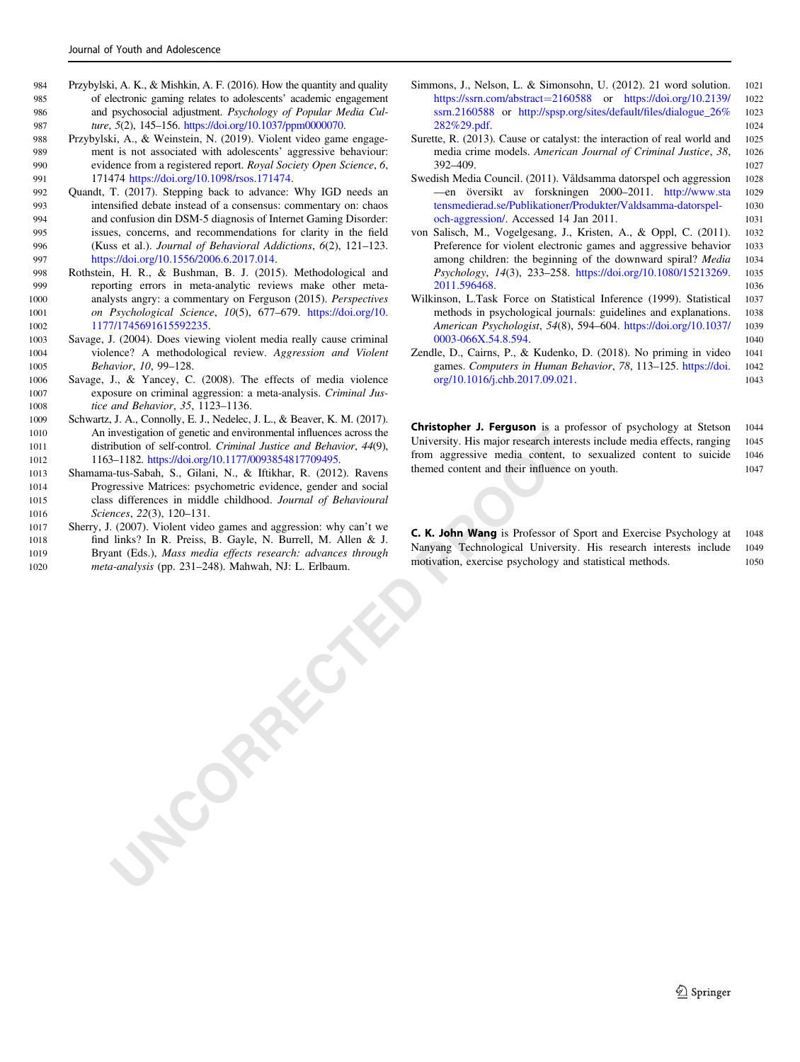Przybylski, A. K., & Mishkin, A. F. (2016). How the quantity and quality of electronic gaming relates to adolescents' academic engagement and psychosocial adjustment. *Psychology of Popular Media Culture*, *5*(2), 145–156. https://doi.org/10.1037/ppm0000070.

Przybylski, A., & Weinstein, N. (2019). Violent video game engagement is not associated with adolescents' aggressive behaviour: evidence from a registered report. *Royal Society Open Science*, *6*, 171474 https://doi.org/10.1098/rsos.171474.

Quandt, T. (2017). Stepping back to advance: Why IGD needs an intensified debate instead of a consensus: commentary on: chaos and confusion din DSM-5 diagnosis of Internet Gaming Disorder: issues, concerns, and recommendations for clarity in the field (Kuss et al.). *Journal of Behavioral Addictions*, *6*(2), 121–123. https://doi.org/10.1556/2006.6.2017.014.

Rothstein, H. R., & Bushman, B. J. (2015). Methodological and reporting errors in meta-analytic reviews make other meta-analysts angry: a commentary on Ferguson (2015). *Perspectives on Psychological Science*, *10*(5), 677–679. https://doi.org/10.1177/1745691615592235.

Savage, J. (2004). Does viewing violent media really cause criminal violence? A methodological review. *Aggression and Violent Behavior*, *10*, 99–128.

Savage, J., & Yancey, C. (2008). The effects of media violence exposure on criminal aggression: a meta-analysis. *Criminal Justice and Behavior*, *35*, 1123–1136.

Schwartz, J. A., Connolly, E. J., Nedelec, J. L., & Beaver, K. M. (2017). An investigation of genetic and environmental influences across the distribution of self-control. *Criminal Justice and Behavior*, *44*(9), 1163–1182. https://doi.org/10.1177/0093854817709495.

Shamama-tus-Sabah, S., Gilani, N., & Iftikhar, R. (2012). Ravens Progressive Matrices: psychometric evidence, gender and social class differences in middle childhood. *Journal of Behavioural Sciences*, *22*(3), 120–131.

Sherry, J. (2007). Violent video games and aggression: why can't we find links? In R. Preiss, B. Gayle, N. Burrell, M. Allen & J. Bryant (Eds.), *Mass media effects research: advances through meta-analysis* (pp. 231–248). Mahwah, NJ: L. Erlbaum.

Simmons, J., Nelson, L. & Simonsohn, U. (2012). 21 word solution. https://ssrn.com/abstract=2160588 or https://doi.org/10.2139/ssrn.2160588 or http://spsp.org/sites/default/files/dialogue_26%282%29.pdf.

Surette, R. (2013). Cause or catalyst: the interaction of real world and media crime models. *American Journal of Criminal Justice*, *38*, 392–409.

Swedish Media Council. (2011). Våldsamma datorspel och aggression—en översikt av forskningen 2000–2011. http://www.statensmedierad.se/Publikationer/Produkter/Valdsamma-datorspel-och-aggression/. Accessed 14 Jan 2011.

von Salisch, M., Vogelgesang, J., Kristen, A., & Oppl, C. (2011). Preference for violent electronic games and aggressive behavior among children: the beginning of the downward spiral? *Media Psychology*, *14*(3), 233–258. https://doi.org/10.1080/15213269.2011.596468.

Wilkinson, L.Task Force on Statistical Inference (1999). Statistical methods in psychological journals: guidelines and explanations. *American Psychologist*, *54*(8), 594–604. https://doi.org/10.1037/0003-066X.54.8.594.

Zendle, D., Cairns, P., & Kudenko, D. (2018). No priming in video games. *Computers in Human Behavior*, *78*, 113–125. https://doi.org/10.1016/j.chb.2017.09.021.

**Christopher J. Ferguson** is a professor of psychology at Stetson University. His major research interests include media effects, ranging from aggressive media content, to sexualized content to suicide themed content and their influence on youth.

**C. K. John Wang** is Professor of Sport and Exercise Psychology at Nanyang Technological University. His research interests include motivation, exercise psychology and statistical methods.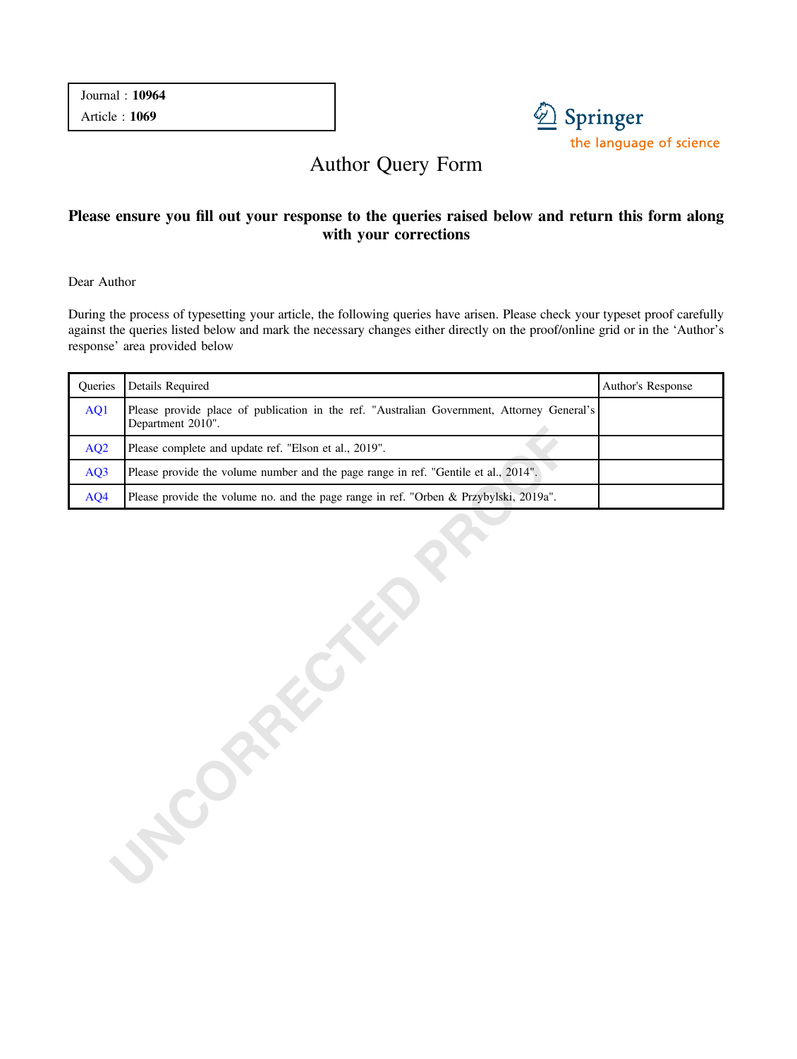Journal : **10964**
Article : **1069**

Springer
the language of science

# Author Query Form

**Please ensure you fill out your response to the queries raised below and return this form along with your corrections**

Dear Author

During the process of typesetting your article, the following queries have arisen. Please check your typeset proof carefully against the queries listed below and mark the necessary changes either directly on the proof/online grid or in the 'Author's response' area provided below

| Queries | Details Required | Author's Response |
| --- | --- | --- |
| AQ1 | Please provide place of publication in the ref. "Australian Government, Attorney General's Department 2010". | |
| AQ2 | Please complete and update ref. "Elson et al., 2019". | |
| AQ3 | Please provide the volume number and the page range in ref. "Gentile et al., 2014". | |
| AQ4 | Please provide the volume no. and the page range in ref. "Orben & Przybylski, 2019a". | |

UNCORRECTED PROOF